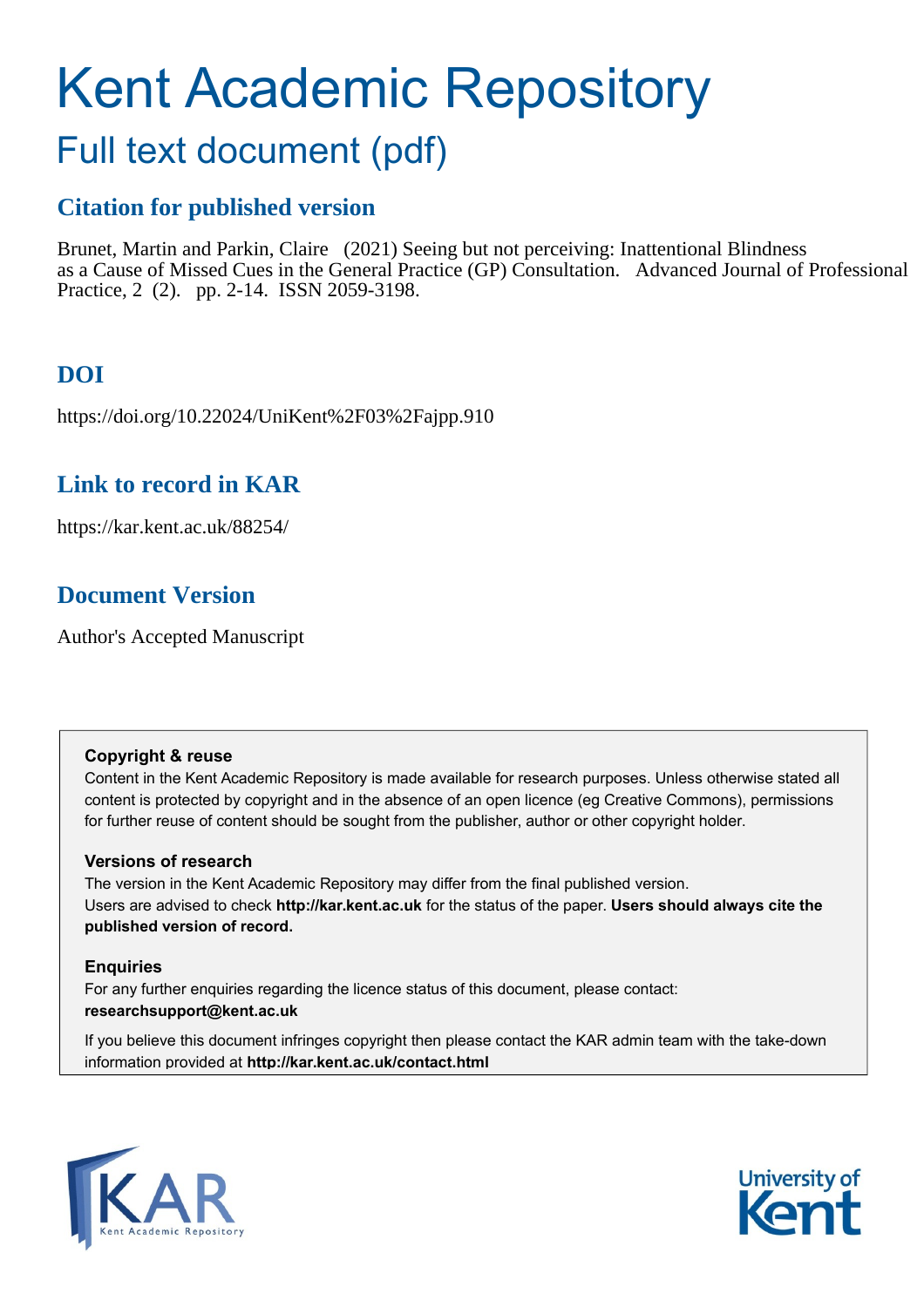# Kent Academic Repository

## Full text document (pdf)

### Citation for published version

Brunet, Martin and Parkin, Claire (2021) Seeing but not perceiving: Inattentional Blindness as a Cause of Missed Cues in the General Practice (GP) Consultation. Advanced Journal of Professional Practice, 2 (2). pp. 2-14. ISSN 2059-3198.

### DOI

https://doi.org/10.22024/UniKent%2F03%2Fajpp.910

### Link to record in KAR

https://kar.kent.ac.uk/88254/

### Document Version

Author's Accepted Manuscript

**Copyright & reuse**

Content in the Kent Academic Repository is made available for research purposes. Unless otherwise stated all content is protected by copyright and in the absence of an open licence (eg Creative Commons), permissions for further reuse of content should be sought from the publisher, author or other copyright holder.

**Versions of research**

The version in the Kent Academic Repository may differ from the final published version. Users are advised to check **http://kar.kent.ac.uk** for the status of the paper. **Users should always cite the published version of record.**

**Enquiries**

For any further enquiries regarding the licence status of this document, please contact: **researchsupport@kent.ac.uk**

If you believe this document infringes copyright then please contact the KAR admin team with the take-down information provided at **http://kar.kent.ac.uk/contact.html**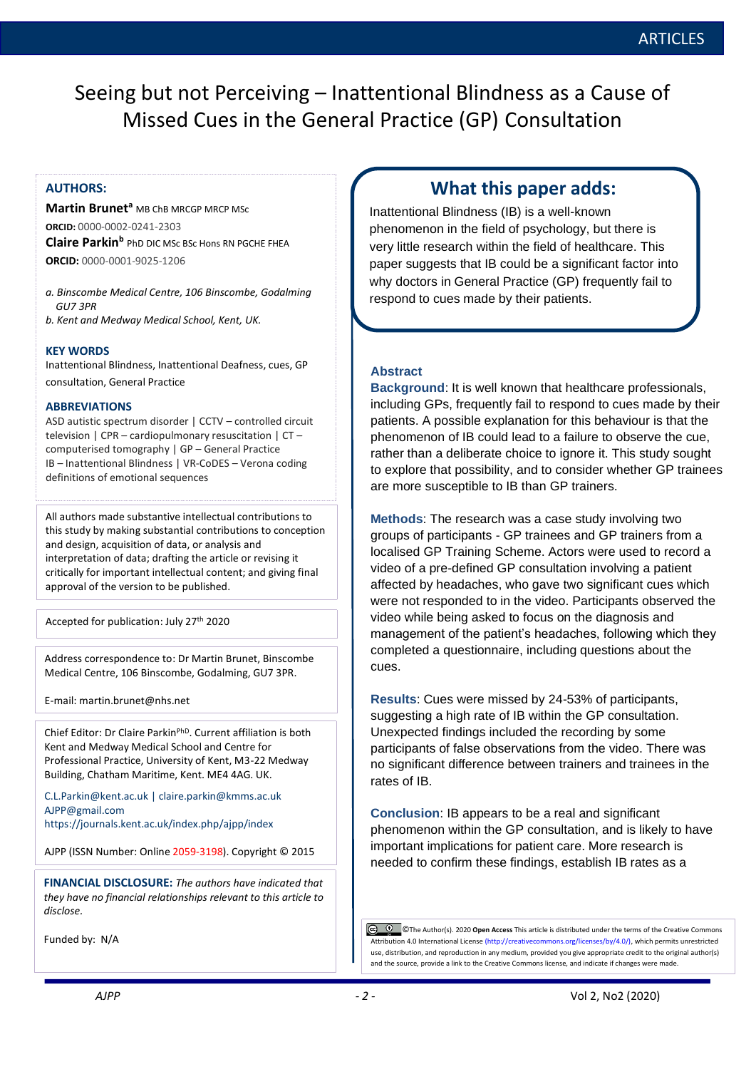# Seeing but not Perceiving – Inattentional Blindness as a Cause of Missed Cues in the General Practice (GP) Consultation

**AUTHORS:**

**Martin Brunet**[a] MB ChB MRCGP MRCP MSc
**ORCID:** 0000-0002-0241-2303
**Claire Parkin**[b] PhD DIC MSc BSc Hons RN PGCHE FHEA
**ORCID:** 0000-0001-9025-1206

*a. Binscombe Medical Centre, 106 Binscombe, Godalming GU7 3PR*
*b. Kent and Medway Medical School, Kent, UK.*

**KEY WORDS**
Inattentional Blindness, Inattentional Deafness, cues, GP consultation, General Practice

**ABBREVIATIONS**
ASD autistic spectrum disorder | CCTV – controlled circuit television | CPR – cardiopulmonary resuscitation | CT – computerised tomography | GP – General Practice
IB – Inattentional Blindness | VR-CoDES – Verona coding definitions of emotional sequences

All authors made substantive intellectual contributions to this study by making substantial contributions to conception and design, acquisition of data, or analysis and interpretation of data; drafting the article or revising it critically for important intellectual content; and giving final approval of the version to be published.

Accepted for publication: July 27th 2020

Address correspondence to: Dr Martin Brunet, Binscombe Medical Centre, 106 Binscombe, Godalming, GU7 3PR.

E-mail: martin.brunet@nhs.net

Chief Editor: Dr Claire Parkin[PhD]. Current affiliation is both Kent and Medway Medical School and Centre for Professional Practice, University of Kent, M3-22 Medway Building, Chatham Maritime, Kent. ME4 4AG. UK.

C.L.Parkin@kent.ac.uk | claire.parkin@kmms.ac.uk
AJPP@gmail.com
https://journals.kent.ac.uk/index.php/ajpp/index

AJPP (ISSN Number: Online 2059-3198). Copyright © 2015

**FINANCIAL DISCLOSURE:** *The authors have indicated that they have no financial relationships relevant to this article to disclose.*

Funded by: N/A

## What this paper adds:

Inattentional Blindness (IB) is a well-known phenomenon in the field of psychology, but there is very little research within the field of healthcare. This paper suggests that IB could be a significant factor into why doctors in General Practice (GP) frequently fail to respond to cues made by their patients.

### Abstract

**Background**: It is well known that healthcare professionals, including GPs, frequently fail to respond to cues made by their patients. A possible explanation for this behaviour is that the phenomenon of IB could lead to a failure to observe the cue, rather than a deliberate choice to ignore it. This study sought to explore that possibility, and to consider whether GP trainees are more susceptible to IB than GP trainers.

**Methods**: The research was a case study involving two groups of participants - GP trainees and GP trainers from a localised GP Training Scheme. Actors were used to record a video of a pre-defined GP consultation involving a patient affected by headaches, who gave two significant cues which were not responded to in the video. Participants observed the video while being asked to focus on the diagnosis and management of the patient's headaches, following which they completed a questionnaire, including questions about the cues.

**Results**: Cues were missed by 24-53% of participants, suggesting a high rate of IB within the GP consultation. Unexpected findings included the recording by some participants of false observations from the video. There was no significant difference between trainers and trainees in the rates of IB.

**Conclusion**: IB appears to be a real and significant phenomenon within the GP consultation, and is likely to have important implications for patient care. More research is needed to confirm these findings, establish IB rates as a

©The Author(s). 2020 **Open Access** This article is distributed under the terms of the Creative Commons Attribution 4.0 International License (http://creativecommons.org/licenses/by/4.0/), which permits unrestricted use, distribution, and reproduction in any medium, provided you give appropriate credit to the original author(s) and the source, provide a link to the Creative Commons license, and indicate if changes were made.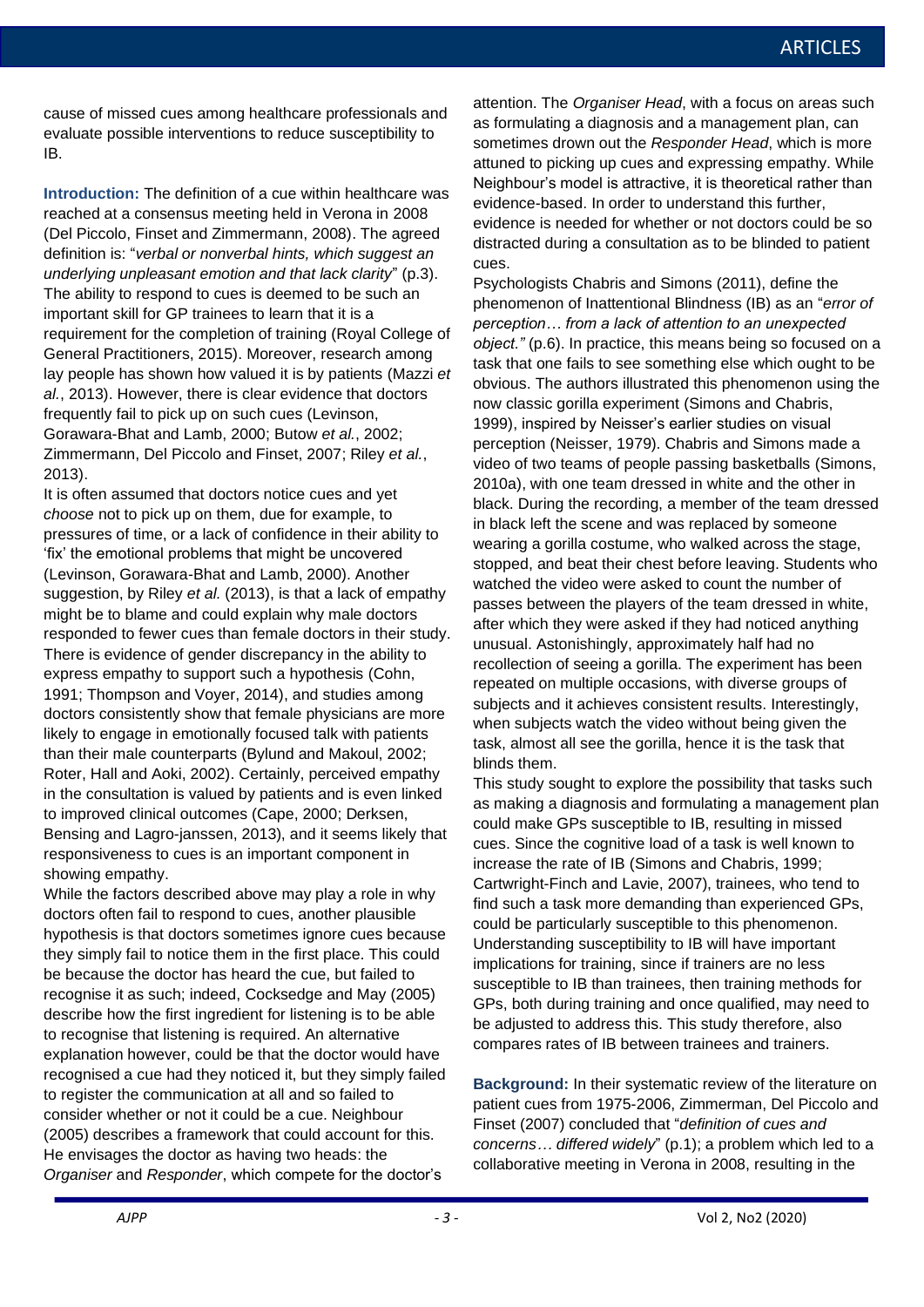cause of missed cues among healthcare professionals and evaluate possible interventions to reduce susceptibility to IB.

**Introduction:** The definition of a cue within healthcare was reached at a consensus meeting held in Verona in 2008 (Del Piccolo, Finset and Zimmermann, 2008). The agreed definition is: "*verbal or nonverbal hints, which suggest an underlying unpleasant emotion and that lack clarity*" (p.3). The ability to respond to cues is deemed to be such an important skill for GP trainees to learn that it is a requirement for the completion of training (Royal College of General Practitioners, 2015). Moreover, research among lay people has shown how valued it is by patients (Mazzi *et al.*, 2013). However, there is clear evidence that doctors frequently fail to pick up on such cues (Levinson, Gorawara-Bhat and Lamb, 2000; Butow *et al.*, 2002; Zimmermann, Del Piccolo and Finset, 2007; Riley *et al.*, 2013).

It is often assumed that doctors notice cues and yet *choose* not to pick up on them, due for example, to pressures of time, or a lack of confidence in their ability to 'fix' the emotional problems that might be uncovered (Levinson, Gorawara-Bhat and Lamb, 2000). Another suggestion, by Riley *et al.* (2013), is that a lack of empathy might be to blame and could explain why male doctors responded to fewer cues than female doctors in their study. There is evidence of gender discrepancy in the ability to express empathy to support such a hypothesis (Cohn, 1991; Thompson and Voyer, 2014), and studies among doctors consistently show that female physicians are more likely to engage in emotionally focused talk with patients than their male counterparts (Bylund and Makoul, 2002; Roter, Hall and Aoki, 2002). Certainly, perceived empathy in the consultation is valued by patients and is even linked to improved clinical outcomes (Cape, 2000; Derksen, Bensing and Lagro-janssen, 2013), and it seems likely that responsiveness to cues is an important component in showing empathy.

While the factors described above may play a role in why doctors often fail to respond to cues, another plausible hypothesis is that doctors sometimes ignore cues because they simply fail to notice them in the first place. This could be because the doctor has heard the cue, but failed to recognise it as such; indeed, Cocksedge and May (2005) describe how the first ingredient for listening is to be able to recognise that listening is required. An alternative explanation however, could be that the doctor would have recognised a cue had they noticed it, but they simply failed to register the communication at all and so failed to consider whether or not it could be a cue. Neighbour (2005) describes a framework that could account for this. He envisages the doctor as having two heads: the *Organiser* and *Responder*, which compete for the doctor's attention. The *Organiser Head*, with a focus on areas such as formulating a diagnosis and a management plan, can sometimes drown out the *Responder Head*, which is more attuned to picking up cues and expressing empathy. While Neighbour's model is attractive, it is theoretical rather than evidence-based. In order to understand this further, evidence is needed for whether or not doctors could be so distracted during a consultation as to be blinded to patient cues.

Psychologists Chabris and Simons (2011), define the phenomenon of Inattentional Blindness (IB) as an "*error of perception… from a lack of attention to an unexpected object."* (p.6). In practice, this means being so focused on a task that one fails to see something else which ought to be obvious. The authors illustrated this phenomenon using the now classic gorilla experiment (Simons and Chabris, 1999), inspired by Neisser's earlier studies on visual perception (Neisser, 1979). Chabris and Simons made a video of two teams of people passing basketballs (Simons, 2010a), with one team dressed in white and the other in black. During the recording, a member of the team dressed in black left the scene and was replaced by someone wearing a gorilla costume, who walked across the stage, stopped, and beat their chest before leaving. Students who watched the video were asked to count the number of passes between the players of the team dressed in white, after which they were asked if they had noticed anything unusual. Astonishingly, approximately half had no recollection of seeing a gorilla. The experiment has been repeated on multiple occasions, with diverse groups of subjects and it achieves consistent results. Interestingly, when subjects watch the video without being given the task, almost all see the gorilla, hence it is the task that blinds them.

This study sought to explore the possibility that tasks such as making a diagnosis and formulating a management plan could make GPs susceptible to IB, resulting in missed cues. Since the cognitive load of a task is well known to increase the rate of IB (Simons and Chabris, 1999; Cartwright-Finch and Lavie, 2007), trainees, who tend to find such a task more demanding than experienced GPs, could be particularly susceptible to this phenomenon. Understanding susceptibility to IB will have important implications for training, since if trainers are no less susceptible to IB than trainees, then training methods for GPs, both during training and once qualified, may need to be adjusted to address this. This study therefore, also compares rates of IB between trainees and trainers.

**Background:** In their systematic review of the literature on patient cues from 1975-2006, Zimmerman, Del Piccolo and Finset (2007) concluded that "*definition of cues and concerns… differed widely*" (p.1); a problem which led to a collaborative meeting in Verona in 2008, resulting in the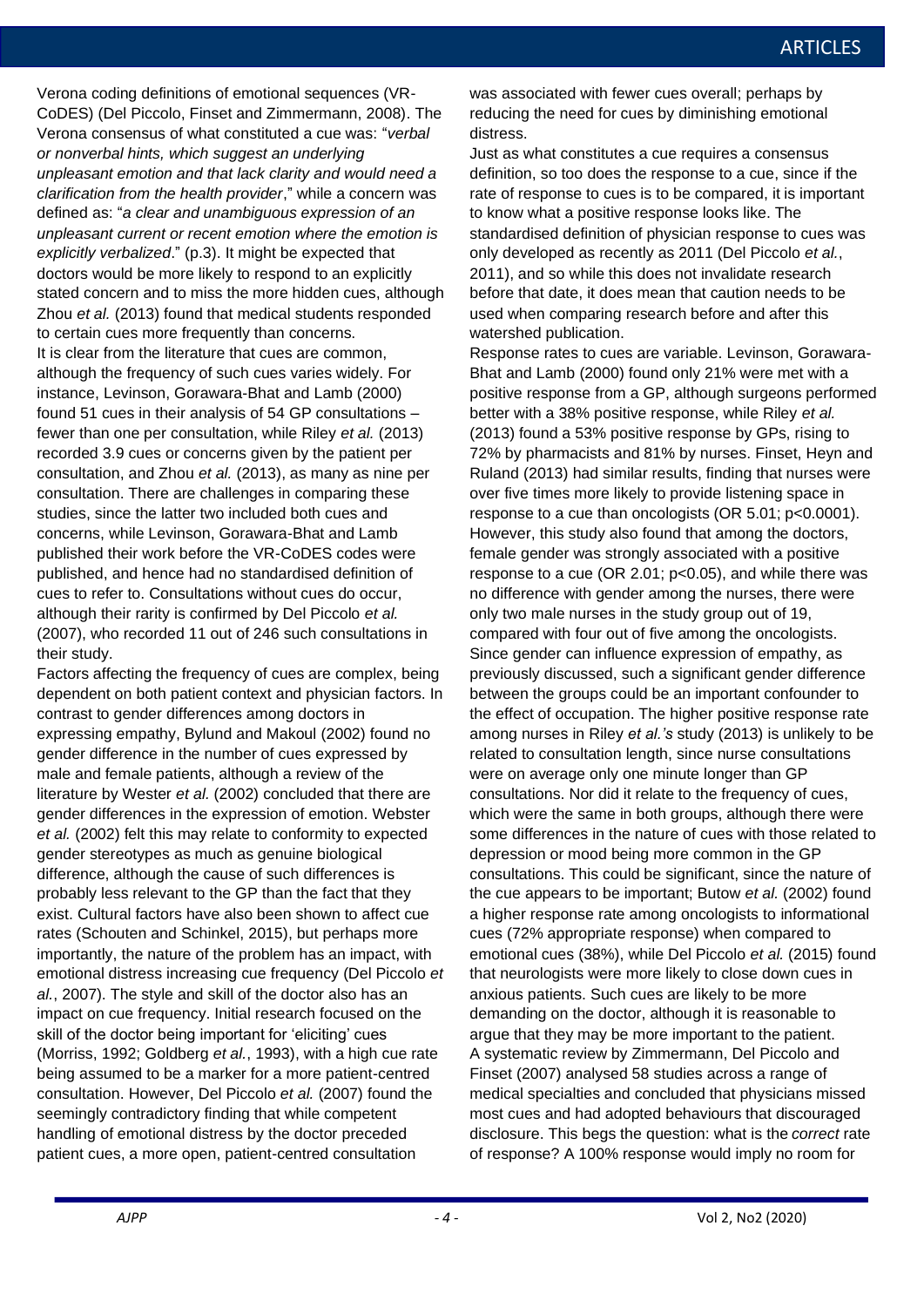Verona coding definitions of emotional sequences (VR-CoDES) (Del Piccolo, Finset and Zimmermann, 2008). The Verona consensus of what constituted a cue was: "*verbal or nonverbal hints, which suggest an underlying unpleasant emotion and that lack clarity and would need a clarification from the health provider*," while a concern was defined as: "*a clear and unambiguous expression of an unpleasant current or recent emotion where the emotion is explicitly verbalized*." (p.3). It might be expected that doctors would be more likely to respond to an explicitly stated concern and to miss the more hidden cues, although Zhou *et al.* (2013) found that medical students responded to certain cues more frequently than concerns.

It is clear from the literature that cues are common, although the frequency of such cues varies widely. For instance, Levinson, Gorawara-Bhat and Lamb (2000) found 51 cues in their analysis of 54 GP consultations – fewer than one per consultation, while Riley *et al.* (2013) recorded 3.9 cues or concerns given by the patient per consultation, and Zhou *et al.* (2013), as many as nine per consultation. There are challenges in comparing these studies, since the latter two included both cues and concerns, while Levinson, Gorawara-Bhat and Lamb published their work before the VR-CoDES codes were published, and hence had no standardised definition of cues to refer to. Consultations without cues do occur, although their rarity is confirmed by Del Piccolo *et al.* (2007), who recorded 11 out of 246 such consultations in their study.

Factors affecting the frequency of cues are complex, being dependent on both patient context and physician factors. In contrast to gender differences among doctors in expressing empathy, Bylund and Makoul (2002) found no gender difference in the number of cues expressed by male and female patients, although a review of the literature by Wester *et al.* (2002) concluded that there are gender differences in the expression of emotion. Webster *et al.* (2002) felt this may relate to conformity to expected gender stereotypes as much as genuine biological difference, although the cause of such differences is probably less relevant to the GP than the fact that they exist. Cultural factors have also been shown to affect cue rates (Schouten and Schinkel, 2015), but perhaps more importantly, the nature of the problem has an impact, with emotional distress increasing cue frequency (Del Piccolo *et al.*, 2007). The style and skill of the doctor also has an impact on cue frequency. Initial research focused on the skill of the doctor being important for 'eliciting' cues (Morriss, 1992; Goldberg *et al.*, 1993), with a high cue rate being assumed to be a marker for a more patient-centred consultation. However, Del Piccolo *et al.* (2007) found the seemingly contradictory finding that while competent handling of emotional distress by the doctor preceded patient cues, a more open, patient-centred consultation was associated with fewer cues overall; perhaps by reducing the need for cues by diminishing emotional distress.

Just as what constitutes a cue requires a consensus definition, so too does the response to a cue, since if the rate of response to cues is to be compared, it is important to know what a positive response looks like. The standardised definition of physician response to cues was only developed as recently as 2011 (Del Piccolo *et al.*, 2011), and so while this does not invalidate research before that date, it does mean that caution needs to be used when comparing research before and after this watershed publication.

Response rates to cues are variable. Levinson, Gorawara-Bhat and Lamb (2000) found only 21% were met with a positive response from a GP, although surgeons performed better with a 38% positive response, while Riley *et al.* (2013) found a 53% positive response by GPs, rising to 72% by pharmacists and 81% by nurses. Finset, Heyn and Ruland (2013) had similar results, finding that nurses were over five times more likely to provide listening space in response to a cue than oncologists (OR 5.01; $p<0.0001$). However, this study also found that among the doctors, female gender was strongly associated with a positive response to a cue (OR 2.01; $p<0.05$), and while there was no difference with gender among the nurses, there were only two male nurses in the study group out of 19, compared with four out of five among the oncologists. Since gender can influence expression of empathy, as previously discussed, such a significant gender difference between the groups could be an important confounder to the effect of occupation. The higher positive response rate among nurses in Riley *et al.'s* study (2013) is unlikely to be related to consultation length, since nurse consultations were on average only one minute longer than GP consultations. Nor did it relate to the frequency of cues, which were the same in both groups, although there were some differences in the nature of cues with those related to depression or mood being more common in the GP consultations. This could be significant, since the nature of the cue appears to be important; Butow *et al.* (2002) found a higher response rate among oncologists to informational cues (72% appropriate response) when compared to emotional cues (38%), while Del Piccolo *et al.* (2015) found that neurologists were more likely to close down cues in anxious patients. Such cues are likely to be more demanding on the doctor, although it is reasonable to argue that they may be more important to the patient.

A systematic review by Zimmermann, Del Piccolo and Finset (2007) analysed 58 studies across a range of medical specialties and concluded that physicians missed most cues and had adopted behaviours that discouraged disclosure. This begs the question: what is the *correct* rate of response? A 100% response would imply no room for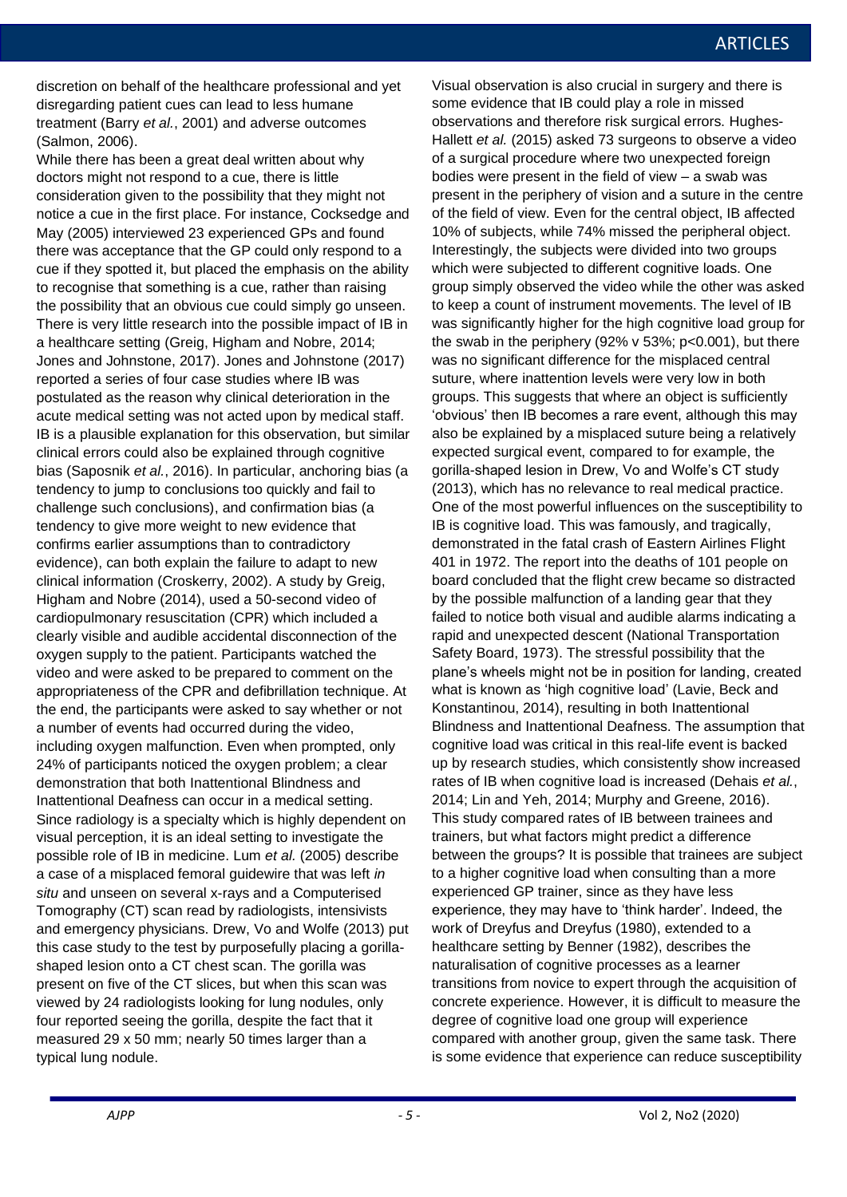discretion on behalf of the healthcare professional and yet disregarding patient cues can lead to less humane treatment (Barry *et al.*, 2001) and adverse outcomes (Salmon, 2006).

While there has been a great deal written about why doctors might not respond to a cue, there is little consideration given to the possibility that they might not notice a cue in the first place. For instance, Cocksedge and May (2005) interviewed 23 experienced GPs and found there was acceptance that the GP could only respond to a cue if they spotted it, but placed the emphasis on the ability to recognise that something is a cue, rather than raising the possibility that an obvious cue could simply go unseen. There is very little research into the possible impact of IB in a healthcare setting (Greig, Higham and Nobre, 2014; Jones and Johnstone, 2017). Jones and Johnstone (2017) reported a series of four case studies where IB was postulated as the reason why clinical deterioration in the acute medical setting was not acted upon by medical staff. IB is a plausible explanation for this observation, but similar clinical errors could also be explained through cognitive bias (Saposnik *et al.*, 2016). In particular, anchoring bias (a tendency to jump to conclusions too quickly and fail to challenge such conclusions), and confirmation bias (a tendency to give more weight to new evidence that confirms earlier assumptions than to contradictory evidence), can both explain the failure to adapt to new clinical information (Croskerry, 2002). A study by Greig, Higham and Nobre (2014), used a 50-second video of cardiopulmonary resuscitation (CPR) which included a clearly visible and audible accidental disconnection of the oxygen supply to the patient. Participants watched the video and were asked to be prepared to comment on the appropriateness of the CPR and defibrillation technique. At the end, the participants were asked to say whether or not a number of events had occurred during the video, including oxygen malfunction. Even when prompted, only 24% of participants noticed the oxygen problem; a clear demonstration that both Inattentional Blindness and Inattentional Deafness can occur in a medical setting.

Since radiology is a specialty which is highly dependent on visual perception, it is an ideal setting to investigate the possible role of IB in medicine. Lum *et al.* (2005) describe a case of a misplaced femoral guidewire that was left *in situ* and unseen on several x-rays and a Computerised Tomography (CT) scan read by radiologists, intensivists and emergency physicians. Drew, Vo and Wolfe (2013) put this case study to the test by purposefully placing a gorilla-shaped lesion onto a CT chest scan. The gorilla was present on five of the CT slices, but when this scan was viewed by 24 radiologists looking for lung nodules, only four reported seeing the gorilla, despite the fact that it measured 29 x 50 mm; nearly 50 times larger than a typical lung nodule.

Visual observation is also crucial in surgery and there is some evidence that IB could play a role in missed observations and therefore risk surgical errors. Hughes-Hallett *et al.* (2015) asked 73 surgeons to observe a video of a surgical procedure where two unexpected foreign bodies were present in the field of view – a swab was present in the periphery of vision and a suture in the centre of the field of view. Even for the central object, IB affected 10% of subjects, while 74% missed the peripheral object. Interestingly, the subjects were divided into two groups which were subjected to different cognitive loads. One group simply observed the video while the other was asked to keep a count of instrument movements. The level of IB was significantly higher for the high cognitive load group for the swab in the periphery (92% v 53%; $p<0.001$), but there was no significant difference for the misplaced central suture, where inattention levels were very low in both groups. This suggests that where an object is sufficiently 'obvious' then IB becomes a rare event, although this may also be explained by a misplaced suture being a relatively expected surgical event, compared to for example, the gorilla-shaped lesion in Drew, Vo and Wolfe's CT study (2013), which has no relevance to real medical practice.

One of the most powerful influences on the susceptibility to IB is cognitive load. This was famously, and tragically, demonstrated in the fatal crash of Eastern Airlines Flight 401 in 1972. The report into the deaths of 101 people on board concluded that the flight crew became so distracted by the possible malfunction of a landing gear that they failed to notice both visual and audible alarms indicating a rapid and unexpected descent (National Transportation Safety Board, 1973). The stressful possibility that the plane's wheels might not be in position for landing, created what is known as 'high cognitive load' (Lavie, Beck and Konstantinou, 2014), resulting in both Inattentional Blindness and Inattentional Deafness. The assumption that cognitive load was critical in this real-life event is backed up by research studies, which consistently show increased rates of IB when cognitive load is increased (Dehais *et al.*, 2014; Lin and Yeh, 2014; Murphy and Greene, 2016).

This study compared rates of IB between trainees and trainers, but what factors might predict a difference between the groups? It is possible that trainees are subject to a higher cognitive load when consulting than a more experienced GP trainer, since as they have less experience, they may have to 'think harder'. Indeed, the work of Dreyfus and Dreyfus (1980), extended to a healthcare setting by Benner (1982), describes the naturalisation of cognitive processes as a learner transitions from novice to expert through the acquisition of concrete experience. However, it is difficult to measure the degree of cognitive load one group will experience compared with another group, given the same task. There is some evidence that experience can reduce susceptibility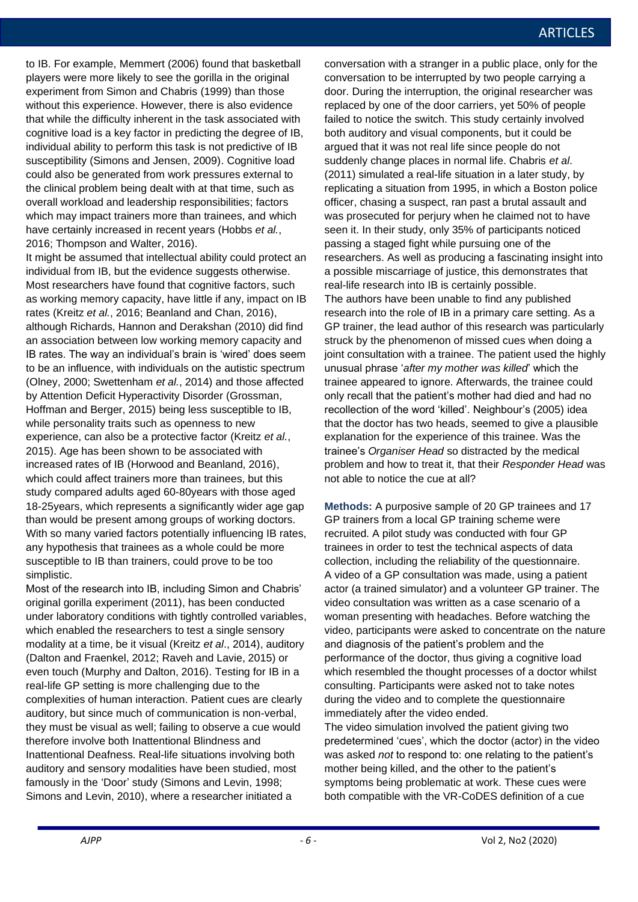to IB. For example, Memmert (2006) found that basketball players were more likely to see the gorilla in the original experiment from Simon and Chabris (1999) than those without this experience. However, there is also evidence that while the difficulty inherent in the task associated with cognitive load is a key factor in predicting the degree of IB, individual ability to perform this task is not predictive of IB susceptibility (Simons and Jensen, 2009). Cognitive load could also be generated from work pressures external to the clinical problem being dealt with at that time, such as overall workload and leadership responsibilities; factors which may impact trainers more than trainees, and which have certainly increased in recent years (Hobbs *et al.*, 2016; Thompson and Walter, 2016).

It might be assumed that intellectual ability could protect an individual from IB, but the evidence suggests otherwise. Most researchers have found that cognitive factors, such as working memory capacity, have little if any, impact on IB rates (Kreitz *et al.*, 2016; Beanland and Chan, 2016), although Richards, Hannon and Derakshan (2010) did find an association between low working memory capacity and IB rates. The way an individual's brain is 'wired' does seem to be an influence, with individuals on the autistic spectrum (Olney, 2000; Swettenham *et al.*, 2014) and those affected by Attention Deficit Hyperactivity Disorder (Grossman, Hoffman and Berger, 2015) being less susceptible to IB, while personality traits such as openness to new experience, can also be a protective factor (Kreitz *et al.*, 2015). Age has been shown to be associated with increased rates of IB (Horwood and Beanland, 2016), which could affect trainers more than trainees, but this study compared adults aged 60-80years with those aged 18-25years, which represents a significantly wider age gap than would be present among groups of working doctors. With so many varied factors potentially influencing IB rates, any hypothesis that trainees as a whole could be more susceptible to IB than trainers, could prove to be too simplistic.

Most of the research into IB, including Simon and Chabris' original gorilla experiment (2011), has been conducted under laboratory conditions with tightly controlled variables, which enabled the researchers to test a single sensory modality at a time, be it visual (Kreitz *et al*., 2014), auditory (Dalton and Fraenkel, 2012; Raveh and Lavie, 2015) or even touch (Murphy and Dalton, 2016). Testing for IB in a real-life GP setting is more challenging due to the complexities of human interaction. Patient cues are clearly auditory, but since much of communication is non-verbal, they must be visual as well; failing to observe a cue would therefore involve both Inattentional Blindness and Inattentional Deafness. Real-life situations involving both auditory and sensory modalities have been studied, most famously in the 'Door' study (Simons and Levin, 1998; Simons and Levin, 2010), where a researcher initiated a conversation with a stranger in a public place, only for the conversation to be interrupted by two people carrying a door. During the interruption, the original researcher was replaced by one of the door carriers, yet 50% of people failed to notice the switch. This study certainly involved both auditory and visual components, but it could be argued that it was not real life since people do not suddenly change places in normal life. Chabris *et al*. (2011) simulated a real-life situation in a later study, by replicating a situation from 1995, in which a Boston police officer, chasing a suspect, ran past a brutal assault and was prosecuted for perjury when he claimed not to have seen it. In their study, only 35% of participants noticed passing a staged fight while pursuing one of the researchers. As well as producing a fascinating insight into a possible miscarriage of justice, this demonstrates that real-life research into IB is certainly possible.

The authors have been unable to find any published research into the role of IB in a primary care setting. As a GP trainer, the lead author of this research was particularly struck by the phenomenon of missed cues when doing a joint consultation with a trainee. The patient used the highly unusual phrase '*after my mother was killed*' which the trainee appeared to ignore. Afterwards, the trainee could only recall that the patient's mother had died and had no recollection of the word 'killed'. Neighbour's (2005) idea that the doctor has two heads, seemed to give a plausible explanation for the experience of this trainee. Was the trainee's *Organiser Head* so distracted by the medical problem and how to treat it, that their *Responder Head* was not able to notice the cue at all?

**Methods:** A purposive sample of 20 GP trainees and 17 GP trainers from a local GP training scheme were recruited. A pilot study was conducted with four GP trainees in order to test the technical aspects of data collection, including the reliability of the questionnaire. A video of a GP consultation was made, using a patient actor (a trained simulator) and a volunteer GP trainer. The video consultation was written as a case scenario of a woman presenting with headaches. Before watching the video, participants were asked to concentrate on the nature and diagnosis of the patient's problem and the performance of the doctor, thus giving a cognitive load which resembled the thought processes of a doctor whilst consulting. Participants were asked not to take notes during the video and to complete the questionnaire immediately after the video ended.

The video simulation involved the patient giving two predetermined 'cues', which the doctor (actor) in the video was asked *not* to respond to: one relating to the patient's mother being killed, and the other to the patient's symptoms being problematic at work. These cues were both compatible with the VR-CoDES definition of a cue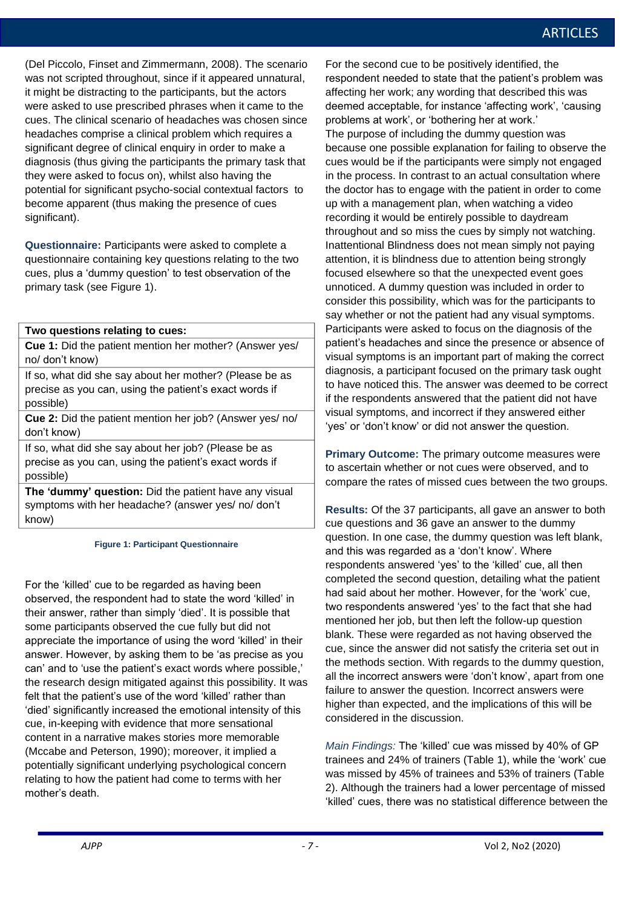(Del Piccolo, Finset and Zimmermann, 2008). The scenario was not scripted throughout, since if it appeared unnatural, it might be distracting to the participants, but the actors were asked to use prescribed phrases when it came to the cues. The clinical scenario of headaches was chosen since headaches comprise a clinical problem which requires a significant degree of clinical enquiry in order to make a diagnosis (thus giving the participants the primary task that they were asked to focus on), whilst also having the potential for significant psycho-social contextual factors to become apparent (thus making the presence of cues significant).

**Questionnaire:** Participants were asked to complete a questionnaire containing key questions relating to the two cues, plus a 'dummy question' to test observation of the primary task (see Figure 1).

| **Two questions relating to cues:** |
|---|
| **Cue 1:** Did the patient mention her mother? (Answer yes/ no/ don't know) |
| If so, what did she say about her mother? (Please be as precise as you can, using the patient's exact words if possible) |
| **Cue 2:** Did the patient mention her job? (Answer yes/ no/ don't know) |
| If so, what did she say about her job? (Please be as precise as you can, using the patient's exact words if possible) |
| **The 'dummy' question:** Did the patient have any visual symptoms with her headache? (answer yes/ no/ don't know) |

**Figure 1: Participant Questionnaire**

For the 'killed' cue to be regarded as having been observed, the respondent had to state the word 'killed' in their answer, rather than simply 'died'. It is possible that some participants observed the cue fully but did not appreciate the importance of using the word 'killed' in their answer. However, by asking them to be 'as precise as you can' and to 'use the patient's exact words where possible,' the research design mitigated against this possibility. It was felt that the patient's use of the word 'killed' rather than 'died' significantly increased the emotional intensity of this cue, in-keeping with evidence that more sensational content in a narrative makes stories more memorable (Mccabe and Peterson, 1990); moreover, it implied a potentially significant underlying psychological concern relating to how the patient had come to terms with her mother's death.

For the second cue to be positively identified, the respondent needed to state that the patient's problem was affecting her work; any wording that described this was deemed acceptable, for instance 'affecting work', 'causing problems at work', or 'bothering her at work.'
The purpose of including the dummy question was because one possible explanation for failing to observe the cues would be if the participants were simply not engaged in the process. In contrast to an actual consultation where the doctor has to engage with the patient in order to come up with a management plan, when watching a video recording it would be entirely possible to daydream throughout and so miss the cues by simply not watching. Inattentional Blindness does not mean simply not paying attention, it is blindness due to attention being strongly focused elsewhere so that the unexpected event goes unnoticed. A dummy question was included in order to consider this possibility, which was for the participants to say whether or not the patient had any visual symptoms. Participants were asked to focus on the diagnosis of the patient's headaches and since the presence or absence of visual symptoms is an important part of making the correct diagnosis, a participant focused on the primary task ought to have noticed this. The answer was deemed to be correct if the respondents answered that the patient did not have visual symptoms, and incorrect if they answered either 'yes' or 'don't know' or did not answer the question.

**Primary Outcome:** The primary outcome measures were to ascertain whether or not cues were observed, and to compare the rates of missed cues between the two groups.

**Results:** Of the 37 participants, all gave an answer to both cue questions and 36 gave an answer to the dummy question. In one case, the dummy question was left blank, and this was regarded as a 'don't know'. Where respondents answered 'yes' to the 'killed' cue, all then completed the second question, detailing what the patient had said about her mother. However, for the 'work' cue, two respondents answered 'yes' to the fact that she had mentioned her job, but then left the follow-up question blank. These were regarded as not having observed the cue, since the answer did not satisfy the criteria set out in the methods section. With regards to the dummy question, all the incorrect answers were 'don't know', apart from one failure to answer the question. Incorrect answers were higher than expected, and the implications of this will be considered in the discussion.

*Main Findings:* The 'killed' cue was missed by 40% of GP trainees and 24% of trainers (Table 1), while the 'work' cue was missed by 45% of trainees and 53% of trainers (Table 2). Although the trainers had a lower percentage of missed 'killed' cues, there was no statistical difference between the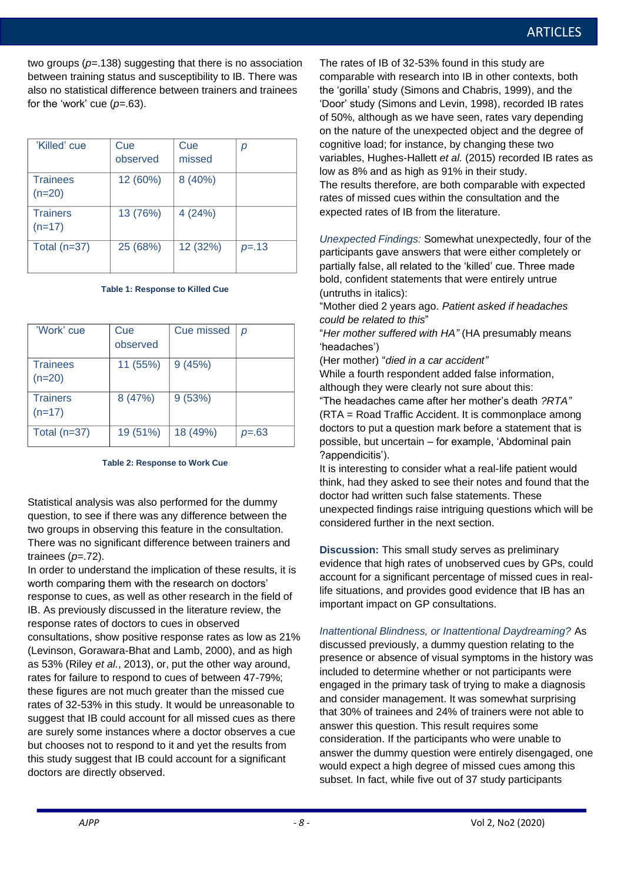two groups ($p$=.138) suggesting that there is no association between training status and susceptibility to IB. There was also no statistical difference between trainers and trainees for the 'work' cue ($p$=.63).

| 'Killed' cue | Cue observed | Cue missed | $p$ |
|---|---|---|---|
| Trainees (n=20) | 12 (60%) | 8 (40%) | |
| Trainers (n=17) | 13 (76%) | 4 (24%) | |
| Total (n=37) | 25 (68%) | 12 (32%) | $p$=.13 |

**Table 1: Response to Killed Cue**

| 'Work' cue | Cue observed | Cue missed | $p$ |
|---|---|---|---|
| Trainees (n=20) | 11 (55%) | 9 (45%) | |
| Trainers (n=17) | 8 (47%) | 9 (53%) | |
| Total (n=37) | 19 (51%) | 18 (49%) | $p$=.63 |

**Table 2: Response to Work Cue**

Statistical analysis was also performed for the dummy question, to see if there was any difference between the two groups in observing this feature in the consultation. There was no significant difference between trainers and trainees ($p$=.72).

In order to understand the implication of these results, it is worth comparing them with the research on doctors' response to cues, as well as other research in the field of IB. As previously discussed in the literature review, the response rates of doctors to cues in observed consultations, show positive response rates as low as 21% (Levinson, Gorawara-Bhat and Lamb, 2000), and as high as 53% (Riley *et al.*, 2013), or, put the other way around, rates for failure to respond to cues of between 47-79%; these figures are not much greater than the missed cue rates of 32-53% in this study. It would be unreasonable to suggest that IB could account for all missed cues as there are surely some instances where a doctor observes a cue but chooses not to respond to it and yet the results from this study suggest that IB could account for a significant doctors are directly observed.

The rates of IB of 32-53% found in this study are comparable with research into IB in other contexts, both the 'gorilla' study (Simons and Chabris, 1999), and the 'Door' study (Simons and Levin, 1998), recorded IB rates of 50%, although as we have seen, rates vary depending on the nature of the unexpected object and the degree of cognitive load; for instance, by changing these two variables, Hughes-Hallett *et al.* (2015) recorded IB rates as low as 8% and as high as 91% in their study.

The results therefore, are both comparable with expected rates of missed cues within the consultation and the expected rates of IB from the literature.

*Unexpected Findings:* Somewhat unexpectedly, four of the participants gave answers that were either completely or partially false, all related to the 'killed' cue. Three made bold, confident statements that were entirely untrue (untruths in italics):

"Mother died 2 years ago. *Patient asked if headaches could be related to this*"

"*Her mother suffered with HA"* (HA presumably means 'headaches')

(Her mother) "*died in a car accident"*

While a fourth respondent added false information, although they were clearly not sure about this:

"The headaches came after her mother's death *?RTA"*

(RTA = Road Traffic Accident. It is commonplace among doctors to put a question mark before a statement that is possible, but uncertain – for example, 'Abdominal pain ?appendicitis').

It is interesting to consider what a real-life patient would think, had they asked to see their notes and found that the doctor had written such false statements. These unexpected findings raise intriguing questions which will be considered further in the next section.

**Discussion:** This small study serves as preliminary evidence that high rates of unobserved cues by GPs, could account for a significant percentage of missed cues in real-life situations, and provides good evidence that IB has an important impact on GP consultations.

*Inattentional Blindness, or Inattentional Daydreaming?* As discussed previously, a dummy question relating to the presence or absence of visual symptoms in the history was included to determine whether or not participants were engaged in the primary task of trying to make a diagnosis and consider management. It was somewhat surprising that 30% of trainees and 24% of trainers were not able to answer this question. This result requires some consideration. If the participants who were unable to answer the dummy question were entirely disengaged, one would expect a high degree of missed cues among this subset. In fact, while five out of 37 study participants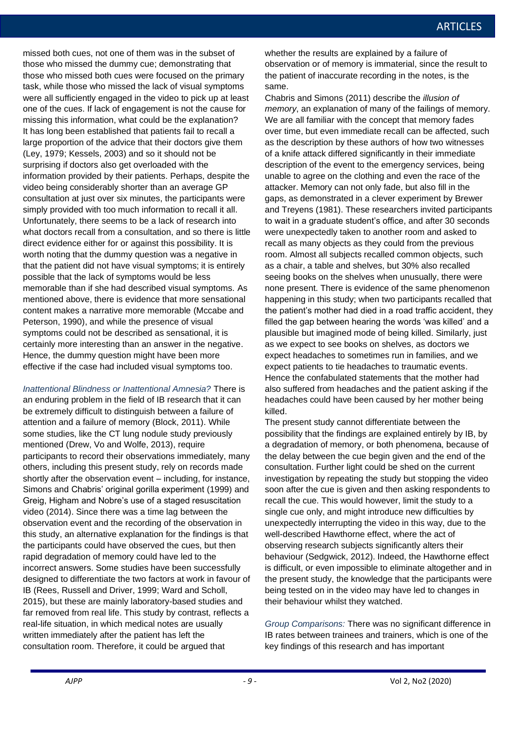missed both cues, not one of them was in the subset of those who missed the dummy cue; demonstrating that those who missed both cues were focused on the primary task, while those who missed the lack of visual symptoms were all sufficiently engaged in the video to pick up at least one of the cues. If lack of engagement is not the cause for missing this information, what could be the explanation? It has long been established that patients fail to recall a large proportion of the advice that their doctors give them (Ley, 1979; Kessels, 2003) and so it should not be surprising if doctors also get overloaded with the information provided by their patients. Perhaps, despite the video being considerably shorter than an average GP consultation at just over six minutes, the participants were simply provided with too much information to recall it all. Unfortunately, there seems to be a lack of research into what doctors recall from a consultation, and so there is little direct evidence either for or against this possibility. It is worth noting that the dummy question was a negative in that the patient did not have visual symptoms; it is entirely possible that the lack of symptoms would be less memorable than if she had described visual symptoms. As mentioned above, there is evidence that more sensational content makes a narrative more memorable (Mccabe and Peterson, 1990), and while the presence of visual symptoms could not be described as sensational, it is certainly more interesting than an answer in the negative. Hence, the dummy question might have been more effective if the case had included visual symptoms too.

*Inattentional Blindness or Inattentional Amnesia?* There is an enduring problem in the field of IB research that it can be extremely difficult to distinguish between a failure of attention and a failure of memory (Block, 2011). While some studies, like the CT lung nodule study previously mentioned (Drew, Vo and Wolfe, 2013), require participants to record their observations immediately, many others, including this present study, rely on records made shortly after the observation event – including, for instance, Simons and Chabris' original gorilla experiment (1999) and Greig, Higham and Nobre's use of a staged resuscitation video (2014). Since there was a time lag between the observation event and the recording of the observation in this study, an alternative explanation for the findings is that the participants could have observed the cues, but then rapid degradation of memory could have led to the incorrect answers. Some studies have been successfully designed to differentiate the two factors at work in favour of IB (Rees, Russell and Driver, 1999; Ward and Scholl, 2015), but these are mainly laboratory-based studies and far removed from real life. This study by contrast, reflects a real-life situation, in which medical notes are usually written immediately after the patient has left the consultation room. Therefore, it could be argued that whether the results are explained by a failure of observation or of memory is immaterial, since the result to the patient of inaccurate recording in the notes, is the same.

Chabris and Simons (2011) describe the *illusion of memory*, an explanation of many of the failings of memory. We are all familiar with the concept that memory fades over time, but even immediate recall can be affected, such as the description by these authors of how two witnesses of a knife attack differed significantly in their immediate description of the event to the emergency services, being unable to agree on the clothing and even the race of the attacker. Memory can not only fade, but also fill in the gaps, as demonstrated in a clever experiment by Brewer and Treyens (1981). These researchers invited participants to wait in a graduate student's office, and after 30 seconds were unexpectedly taken to another room and asked to recall as many objects as they could from the previous room. Almost all subjects recalled common objects, such as a chair, a table and shelves, but 30% also recalled seeing books on the shelves when unusually, there were none present. There is evidence of the same phenomenon happening in this study; when two participants recalled that the patient's mother had died in a road traffic accident, they filled the gap between hearing the words 'was killed' and a plausible but imagined mode of being killed. Similarly, just as we expect to see books on shelves, as doctors we expect headaches to sometimes run in families, and we expect patients to tie headaches to traumatic events. Hence the confabulated statements that the mother had also suffered from headaches and the patient asking if the headaches could have been caused by her mother being killed.

The present study cannot differentiate between the possibility that the findings are explained entirely by IB, by a degradation of memory, or both phenomena, because of the delay between the cue begin given and the end of the consultation. Further light could be shed on the current investigation by repeating the study but stopping the video soon after the cue is given and then asking respondents to recall the cue. This would however, limit the study to a single cue only, and might introduce new difficulties by unexpectedly interrupting the video in this way, due to the well-described Hawthorne effect, where the act of observing research subjects significantly alters their behaviour (Sedgwick, 2012). Indeed, the Hawthorne effect is difficult, or even impossible to eliminate altogether and in the present study, the knowledge that the participants were being tested on in the video may have led to changes in their behaviour whilst they watched.

*Group Comparisons:* There was no significant difference in IB rates between trainees and trainers, which is one of the key findings of this research and has important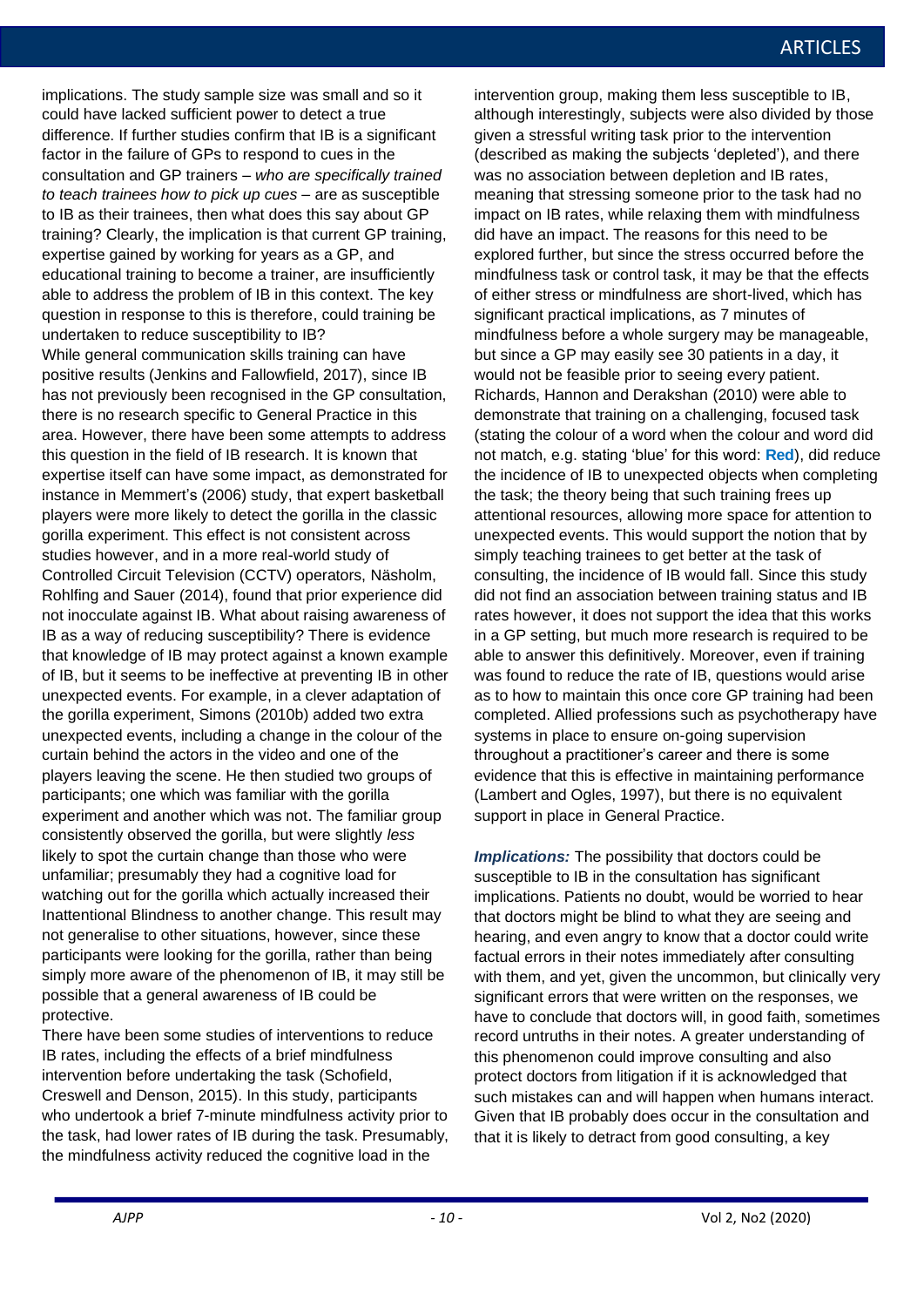implications. The study sample size was small and so it could have lacked sufficient power to detect a true difference. If further studies confirm that IB is a significant factor in the failure of GPs to respond to cues in the consultation and GP trainers – *who are specifically trained to teach trainees how to pick up cues* – are as susceptible to IB as their trainees, then what does this say about GP training? Clearly, the implication is that current GP training, expertise gained by working for years as a GP, and educational training to become a trainer, are insufficiently able to address the problem of IB in this context. The key question in response to this is therefore, could training be undertaken to reduce susceptibility to IB?

While general communication skills training can have positive results (Jenkins and Fallowfield, 2017), since IB has not previously been recognised in the GP consultation, there is no research specific to General Practice in this area. However, there have been some attempts to address this question in the field of IB research. It is known that expertise itself can have some impact, as demonstrated for instance in Memmert's (2006) study, that expert basketball players were more likely to detect the gorilla in the classic gorilla experiment. This effect is not consistent across studies however, and in a more real-world study of Controlled Circuit Television (CCTV) operators, Näsholm, Rohlfing and Sauer (2014), found that prior experience did not inocculate against IB. What about raising awareness of IB as a way of reducing susceptibility? There is evidence that knowledge of IB may protect against a known example of IB, but it seems to be ineffective at preventing IB in other unexpected events. For example, in a clever adaptation of the gorilla experiment, Simons (2010b) added two extra unexpected events, including a change in the colour of the curtain behind the actors in the video and one of the players leaving the scene. He then studied two groups of participants; one which was familiar with the gorilla experiment and another which was not. The familiar group consistently observed the gorilla, but were slightly *less* likely to spot the curtain change than those who were unfamiliar; presumably they had a cognitive load for watching out for the gorilla which actually increased their Inattentional Blindness to another change. This result may not generalise to other situations, however, since these participants were looking for the gorilla, rather than being simply more aware of the phenomenon of IB, it may still be possible that a general awareness of IB could be protective.

There have been some studies of interventions to reduce IB rates, including the effects of a brief mindfulness intervention before undertaking the task (Schofield, Creswell and Denson, 2015). In this study, participants who undertook a brief 7-minute mindfulness activity prior to the task, had lower rates of IB during the task. Presumably, the mindfulness activity reduced the cognitive load in the intervention group, making them less susceptible to IB, although interestingly, subjects were also divided by those given a stressful writing task prior to the intervention (described as making the subjects 'depleted'), and there was no association between depletion and IB rates, meaning that stressing someone prior to the task had no impact on IB rates, while relaxing them with mindfulness did have an impact. The reasons for this need to be explored further, but since the stress occurred before the mindfulness task or control task, it may be that the effects of either stress or mindfulness are short-lived, which has significant practical implications, as 7 minutes of mindfulness before a whole surgery may be manageable, but since a GP may easily see 30 patients in a day, it would not be feasible prior to seeing every patient. Richards, Hannon and Derakshan (2010) were able to demonstrate that training on a challenging, focused task (stating the colour of a word when the colour and word did not match, e.g. stating 'blue' for this word: **Red**), did reduce the incidence of IB to unexpected objects when completing the task; the theory being that such training frees up attentional resources, allowing more space for attention to unexpected events. This would support the notion that by simply teaching trainees to get better at the task of consulting, the incidence of IB would fall. Since this study did not find an association between training status and IB rates however, it does not support the idea that this works in a GP setting, but much more research is required to be able to answer this definitively. Moreover, even if training was found to reduce the rate of IB, questions would arise as to how to maintain this once core GP training had been completed. Allied professions such as psychotherapy have systems in place to ensure on-going supervision throughout a practitioner's career and there is some evidence that this is effective in maintaining performance (Lambert and Ogles, 1997), but there is no equivalent support in place in General Practice.

***Implications:*** The possibility that doctors could be susceptible to IB in the consultation has significant implications. Patients no doubt, would be worried to hear that doctors might be blind to what they are seeing and hearing, and even angry to know that a doctor could write factual errors in their notes immediately after consulting with them, and yet, given the uncommon, but clinically very significant errors that were written on the responses, we have to conclude that doctors will, in good faith, sometimes record untruths in their notes. A greater understanding of this phenomenon could improve consulting and also protect doctors from litigation if it is acknowledged that such mistakes can and will happen when humans interact. Given that IB probably does occur in the consultation and that it is likely to detract from good consulting, a key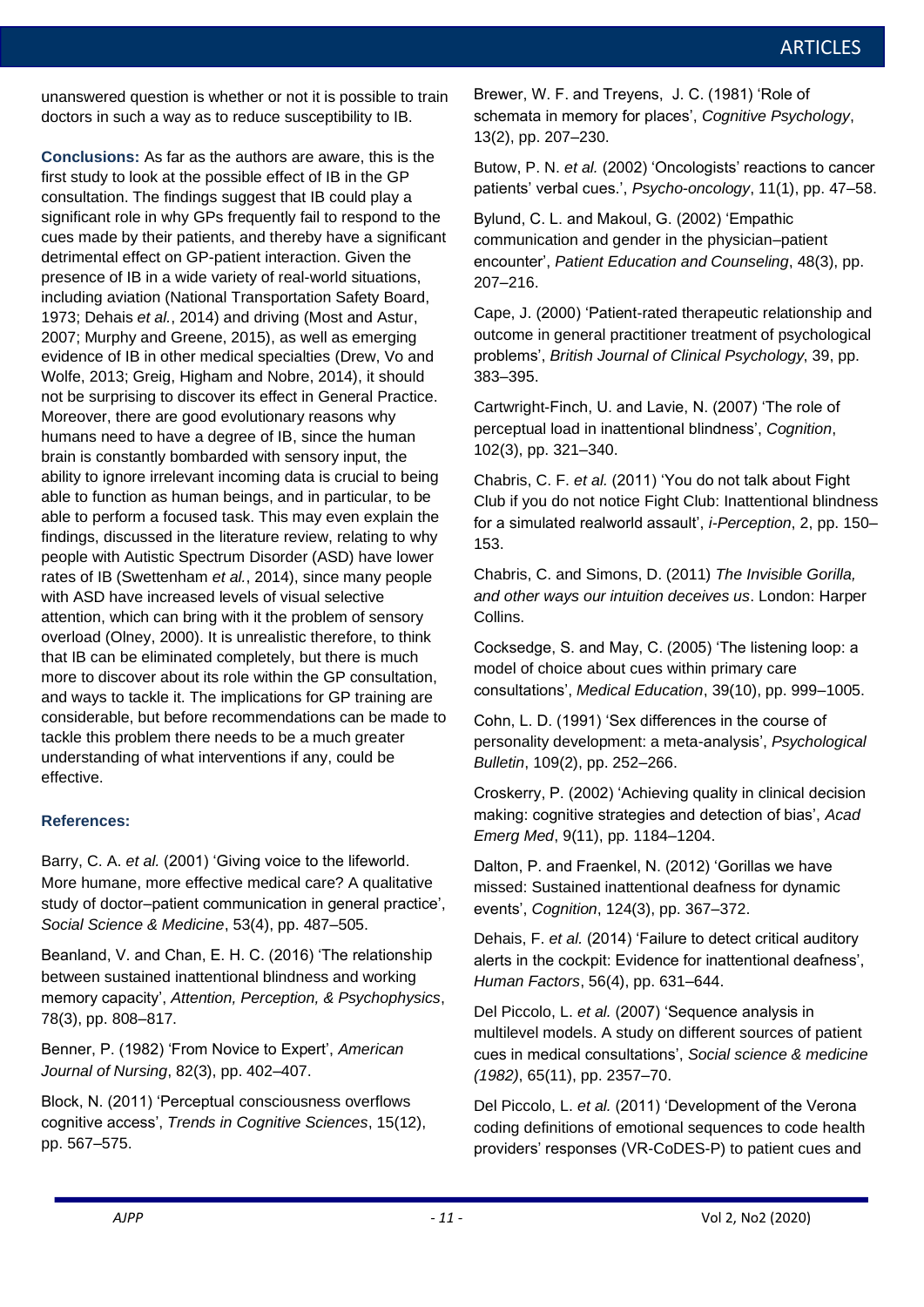unanswered question is whether or not it is possible to train doctors in such a way as to reduce susceptibility to IB.

**Conclusions:** As far as the authors are aware, this is the first study to look at the possible effect of IB in the GP consultation. The findings suggest that IB could play a significant role in why GPs frequently fail to respond to the cues made by their patients, and thereby have a significant detrimental effect on GP-patient interaction. Given the presence of IB in a wide variety of real-world situations, including aviation (National Transportation Safety Board, 1973; Dehais *et al.*, 2014) and driving (Most and Astur, 2007; Murphy and Greene, 2015), as well as emerging evidence of IB in other medical specialties (Drew, Vo and Wolfe, 2013; Greig, Higham and Nobre, 2014), it should not be surprising to discover its effect in General Practice. Moreover, there are good evolutionary reasons why humans need to have a degree of IB, since the human brain is constantly bombarded with sensory input, the ability to ignore irrelevant incoming data is crucial to being able to function as human beings, and in particular, to be able to perform a focused task. This may even explain the findings, discussed in the literature review, relating to why people with Autistic Spectrum Disorder (ASD) have lower rates of IB (Swettenham *et al.*, 2014), since many people with ASD have increased levels of visual selective attention, which can bring with it the problem of sensory overload (Olney, 2000). It is unrealistic therefore, to think that IB can be eliminated completely, but there is much more to discover about its role within the GP consultation, and ways to tackle it. The implications for GP training are considerable, but before recommendations can be made to tackle this problem there needs to be a much greater understanding of what interventions if any, could be effective.

**References:**

Barry, C. A. *et al.* (2001) 'Giving voice to the lifeworld. More humane, more effective medical care? A qualitative study of doctor–patient communication in general practice', *Social Science & Medicine*, 53(4), pp. 487–505.

Beanland, V. and Chan, E. H. C. (2016) 'The relationship between sustained inattentional blindness and working memory capacity', *Attention, Perception, & Psychophysics*, 78(3), pp. 808–817.

Benner, P. (1982) 'From Novice to Expert', *American Journal of Nursing*, 82(3), pp. 402–407.

Block, N. (2011) 'Perceptual consciousness overflows cognitive access', *Trends in Cognitive Sciences*, 15(12), pp. 567–575.

Brewer, W. F. and Treyens, J. C. (1981) 'Role of schemata in memory for places', *Cognitive Psychology*, 13(2), pp. 207–230.

Butow, P. N. *et al.* (2002) 'Oncologists' reactions to cancer patients' verbal cues.', *Psycho-oncology*, 11(1), pp. 47–58.

Bylund, C. L. and Makoul, G. (2002) 'Empathic communication and gender in the physician–patient encounter', *Patient Education and Counseling*, 48(3), pp. 207–216.

Cape, J. (2000) 'Patient-rated therapeutic relationship and outcome in general practitioner treatment of psychological problems', *British Journal of Clinical Psychology*, 39, pp. 383–395.

Cartwright-Finch, U. and Lavie, N. (2007) 'The role of perceptual load in inattentional blindness', *Cognition*, 102(3), pp. 321–340.

Chabris, C. F. *et al.* (2011) 'You do not talk about Fight Club if you do not notice Fight Club: Inattentional blindness for a simulated realworld assault', *i-Perception*, 2, pp. 150–153.

Chabris, C. and Simons, D. (2011) *The Invisible Gorilla, and other ways our intuition deceives us*. London: Harper Collins.

Cocksedge, S. and May, C. (2005) 'The listening loop: a model of choice about cues within primary care consultations', *Medical Education*, 39(10), pp. 999–1005.

Cohn, L. D. (1991) 'Sex differences in the course of personality development: a meta-analysis', *Psychological Bulletin*, 109(2), pp. 252–266.

Croskerry, P. (2002) 'Achieving quality in clinical decision making: cognitive strategies and detection of bias', *Acad Emerg Med*, 9(11), pp. 1184–1204.

Dalton, P. and Fraenkel, N. (2012) 'Gorillas we have missed: Sustained inattentional deafness for dynamic events', *Cognition*, 124(3), pp. 367–372.

Dehais, F. *et al.* (2014) 'Failure to detect critical auditory alerts in the cockpit: Evidence for inattentional deafness', *Human Factors*, 56(4), pp. 631–644.

Del Piccolo, L. *et al.* (2007) 'Sequence analysis in multilevel models. A study on different sources of patient cues in medical consultations', *Social science & medicine (1982)*, 65(11), pp. 2357–70.

Del Piccolo, L. *et al.* (2011) 'Development of the Verona coding definitions of emotional sequences to code health providers' responses (VR-CoDES-P) to patient cues and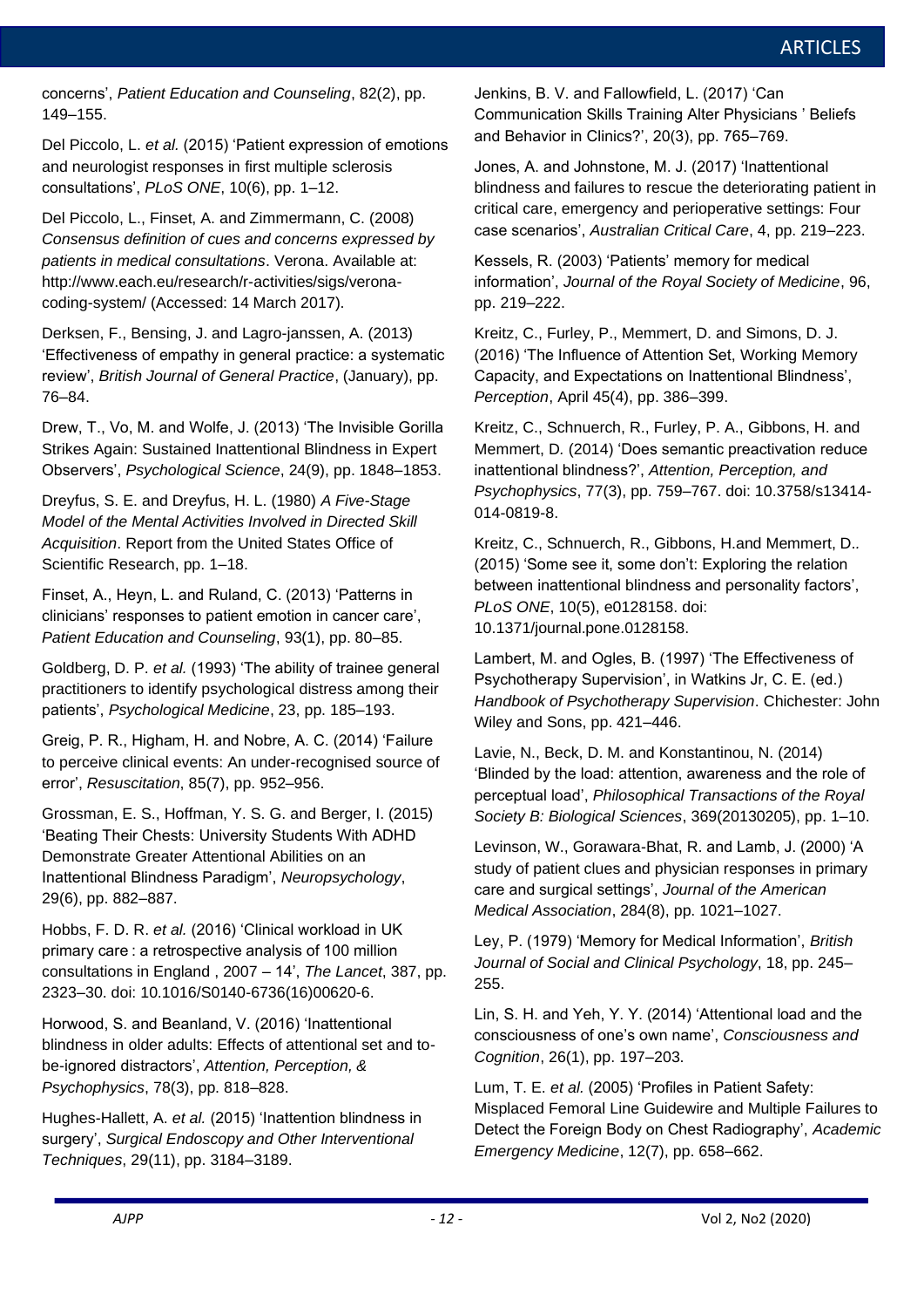concerns', *Patient Education and Counseling*, 82(2), pp. 149–155.

Del Piccolo, L. *et al.* (2015) 'Patient expression of emotions and neurologist responses in first multiple sclerosis consultations', *PLoS ONE*, 10(6), pp. 1–12.

Del Piccolo, L., Finset, A. and Zimmermann, C. (2008) *Consensus definition of cues and concerns expressed by patients in medical consultations*. Verona. Available at: http://www.each.eu/research/r-activities/sigs/verona-coding-system/ (Accessed: 14 March 2017).

Derksen, F., Bensing, J. and Lagro-janssen, A. (2013) 'Effectiveness of empathy in general practice: a systematic review', *British Journal of General Practice*, (January), pp. 76–84.

Drew, T., Vo, M. and Wolfe, J. (2013) 'The Invisible Gorilla Strikes Again: Sustained Inattentional Blindness in Expert Observers', *Psychological Science*, 24(9), pp. 1848–1853.

Dreyfus, S. E. and Dreyfus, H. L. (1980) *A Five-Stage Model of the Mental Activities Involved in Directed Skill Acquisition*. Report from the United States Office of Scientific Research, pp. 1–18.

Finset, A., Heyn, L. and Ruland, C. (2013) 'Patterns in clinicians' responses to patient emotion in cancer care', *Patient Education and Counseling*, 93(1), pp. 80–85.

Goldberg, D. P. *et al.* (1993) 'The ability of trainee general practitioners to identify psychological distress among their patients', *Psychological Medicine*, 23, pp. 185–193.

Greig, P. R., Higham, H. and Nobre, A. C. (2014) 'Failure to perceive clinical events: An under-recognised source of error', *Resuscitation*, 85(7), pp. 952–956.

Grossman, E. S., Hoffman, Y. S. G. and Berger, I. (2015) 'Beating Their Chests: University Students With ADHD Demonstrate Greater Attentional Abilities on an Inattentional Blindness Paradigm', *Neuropsychology*, 29(6), pp. 882–887.

Hobbs, F. D. R. *et al.* (2016) 'Clinical workload in UK primary care : a retrospective analysis of 100 million consultations in England , 2007 – 14', *The Lancet*, 387, pp. 2323–30. doi: 10.1016/S0140-6736(16)00620-6.

Horwood, S. and Beanland, V. (2016) 'Inattentional blindness in older adults: Effects of attentional set and to-be-ignored distractors', *Attention, Perception, & Psychophysics*, 78(3), pp. 818–828.

Hughes-Hallett, A. *et al.* (2015) 'Inattention blindness in surgery', *Surgical Endoscopy and Other Interventional Techniques*, 29(11), pp. 3184–3189.

Jenkins, B. V. and Fallowfield, L. (2017) 'Can Communication Skills Training Alter Physicians ' Beliefs and Behavior in Clinics?', 20(3), pp. 765–769.

Jones, A. and Johnstone, M. J. (2017) 'Inattentional blindness and failures to rescue the deteriorating patient in critical care, emergency and perioperative settings: Four case scenarios', *Australian Critical Care*, 4, pp. 219–223.

Kessels, R. (2003) 'Patients' memory for medical information', *Journal of the Royal Society of Medicine*, 96, pp. 219–222.

Kreitz, C., Furley, P., Memmert, D. and Simons, D. J. (2016) 'The Influence of Attention Set, Working Memory Capacity, and Expectations on Inattentional Blindness', *Perception*, April 45(4), pp. 386–399.

Kreitz, C., Schnuerch, R., Furley, P. A., Gibbons, H. and Memmert, D. (2014) 'Does semantic preactivation reduce inattentional blindness?', *Attention, Perception, and Psychophysics*, 77(3), pp. 759–767. doi: 10.3758/s13414-014-0819-8.

Kreitz, C., Schnuerch, R., Gibbons, H.and Memmert, D.. (2015) 'Some see it, some don't: Exploring the relation between inattentional blindness and personality factors', *PLoS ONE*, 10(5), e0128158. doi: 10.1371/journal.pone.0128158.

Lambert, M. and Ogles, B. (1997) 'The Effectiveness of Psychotherapy Supervision', in Watkins Jr, C. E. (ed.) *Handbook of Psychotherapy Supervision*. Chichester: John Wiley and Sons, pp. 421–446.

Lavie, N., Beck, D. M. and Konstantinou, N. (2014) 'Blinded by the load: attention, awareness and the role of perceptual load', *Philosophical Transactions of the Royal Society B: Biological Sciences*, 369(20130205), pp. 1–10.

Levinson, W., Gorawara-Bhat, R. and Lamb, J. (2000) 'A study of patient clues and physician responses in primary care and surgical settings', *Journal of the American Medical Association*, 284(8), pp. 1021–1027.

Ley, P. (1979) 'Memory for Medical Information', *British Journal of Social and Clinical Psychology*, 18, pp. 245–255.

Lin, S. H. and Yeh, Y. Y. (2014) 'Attentional load and the consciousness of one's own name', *Consciousness and Cognition*, 26(1), pp. 197–203.

Lum, T. E. *et al.* (2005) 'Profiles in Patient Safety: Misplaced Femoral Line Guidewire and Multiple Failures to Detect the Foreign Body on Chest Radiography', *Academic Emergency Medicine*, 12(7), pp. 658–662.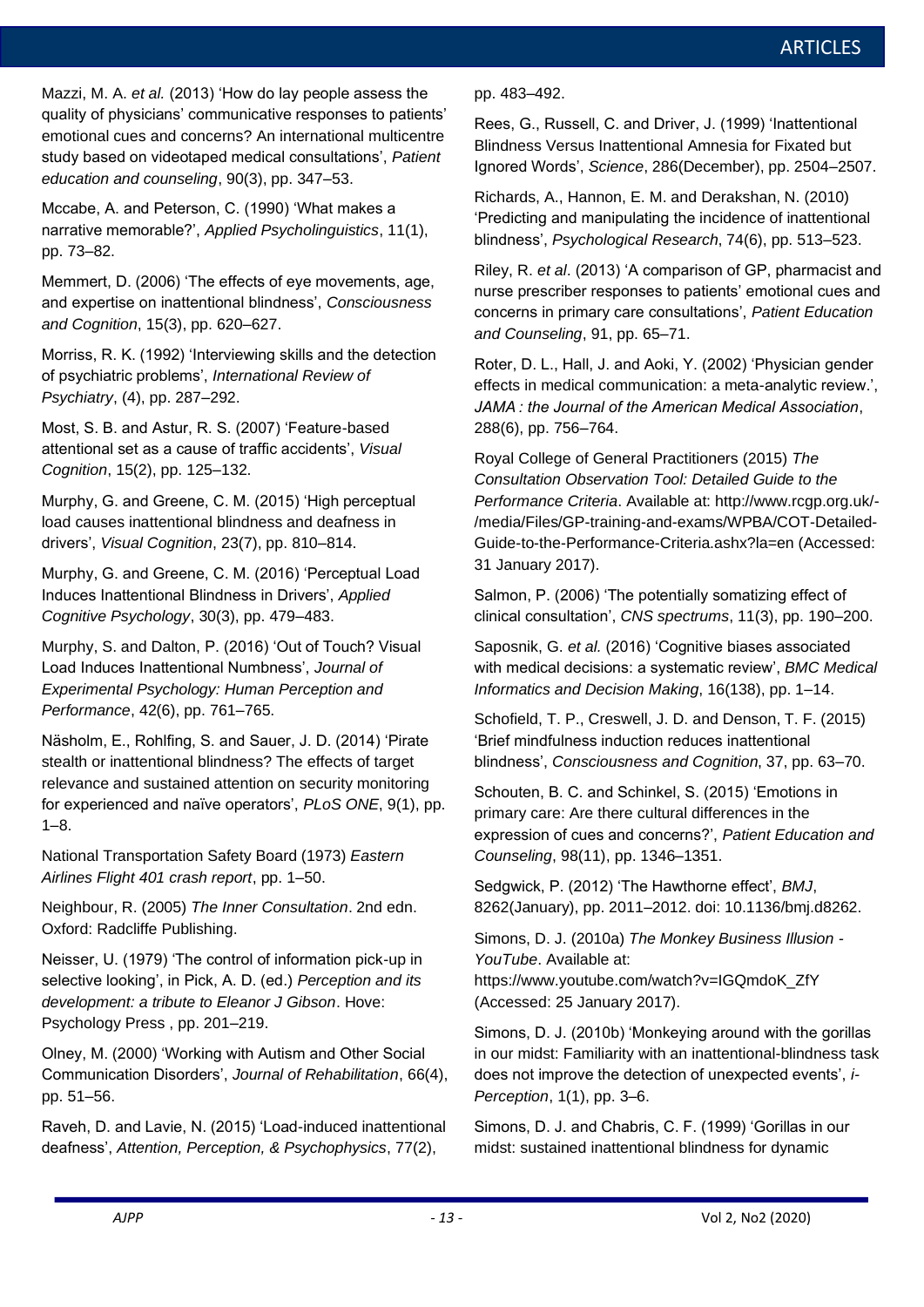Mazzi, M. A. *et al.* (2013) 'How do lay people assess the quality of physicians' communicative responses to patients' emotional cues and concerns? An international multicentre study based on videotaped medical consultations', *Patient education and counseling*, 90(3), pp. 347–53.

Mccabe, A. and Peterson, C. (1990) 'What makes a narrative memorable?', *Applied Psycholinguistics*, 11(1), pp. 73–82.

Memmert, D. (2006) 'The effects of eye movements, age, and expertise on inattentional blindness', *Consciousness and Cognition*, 15(3), pp. 620–627.

Morriss, R. K. (1992) 'Interviewing skills and the detection of psychiatric problems', *International Review of Psychiatry*, (4), pp. 287–292.

Most, S. B. and Astur, R. S. (2007) 'Feature-based attentional set as a cause of traffic accidents', *Visual Cognition*, 15(2), pp. 125–132.

Murphy, G. and Greene, C. M. (2015) 'High perceptual load causes inattentional blindness and deafness in drivers', *Visual Cognition*, 23(7), pp. 810–814.

Murphy, G. and Greene, C. M. (2016) 'Perceptual Load Induces Inattentional Blindness in Drivers', *Applied Cognitive Psychology*, 30(3), pp. 479–483.

Murphy, S. and Dalton, P. (2016) 'Out of Touch? Visual Load Induces Inattentional Numbness', *Journal of Experimental Psychology: Human Perception and Performance*, 42(6), pp. 761–765.

Näsholm, E., Rohlfing, S. and Sauer, J. D. (2014) 'Pirate stealth or inattentional blindness? The effects of target relevance and sustained attention on security monitoring for experienced and naïve operators', *PLoS ONE*, 9(1), pp. 1–8.

National Transportation Safety Board (1973) *Eastern Airlines Flight 401 crash report*, pp. 1–50.

Neighbour, R. (2005) *The Inner Consultation*. 2nd edn. Oxford: Radcliffe Publishing.

Neisser, U. (1979) 'The control of information pick-up in selective looking', in Pick, A. D. (ed.) *Perception and its development: a tribute to Eleanor J Gibson*. Hove: Psychology Press , pp. 201–219.

Olney, M. (2000) 'Working with Autism and Other Social Communication Disorders', *Journal of Rehabilitation*, 66(4), pp. 51–56.

Raveh, D. and Lavie, N. (2015) 'Load-induced inattentional deafness', *Attention, Perception, & Psychophysics*, 77(2), pp. 483–492.

Rees, G., Russell, C. and Driver, J. (1999) 'Inattentional Blindness Versus Inattentional Amnesia for Fixated but Ignored Words', *Science*, 286(December), pp. 2504–2507.

Richards, A., Hannon, E. M. and Derakshan, N. (2010) 'Predicting and manipulating the incidence of inattentional blindness', *Psychological Research*, 74(6), pp. 513–523.

Riley, R. *et al*. (2013) 'A comparison of GP, pharmacist and nurse prescriber responses to patients' emotional cues and concerns in primary care consultations', *Patient Education and Counseling*, 91, pp. 65–71.

Roter, D. L., Hall, J. and Aoki, Y. (2002) 'Physician gender effects in medical communication: a meta-analytic review.', *JAMA : the Journal of the American Medical Association*, 288(6), pp. 756–764.

Royal College of General Practitioners (2015) *The Consultation Observation Tool: Detailed Guide to the Performance Criteria*. Available at: http://www.rcgp.org.uk/-/media/Files/GP-training-and-exams/WPBA/COT-Detailed-Guide-to-the-Performance-Criteria.ashx?la=en (Accessed: 31 January 2017).

Salmon, P. (2006) 'The potentially somatizing effect of clinical consultation', *CNS spectrums*, 11(3), pp. 190–200.

Saposnik, G. *et al.* (2016) 'Cognitive biases associated with medical decisions: a systematic review', *BMC Medical Informatics and Decision Making*, 16(138), pp. 1–14.

Schofield, T. P., Creswell, J. D. and Denson, T. F. (2015) 'Brief mindfulness induction reduces inattentional blindness', *Consciousness and Cognition*, 37, pp. 63–70.

Schouten, B. C. and Schinkel, S. (2015) 'Emotions in primary care: Are there cultural differences in the expression of cues and concerns?', *Patient Education and Counseling*, 98(11), pp. 1346–1351.

Sedgwick, P. (2012) 'The Hawthorne effect', *BMJ*, 8262(January), pp. 2011–2012. doi: 10.1136/bmj.d8262.

Simons, D. J. (2010a) *The Monkey Business Illusion - YouTube*. Available at: https://www.youtube.com/watch?v=IGQmdoK_ZfY (Accessed: 25 January 2017).

Simons, D. J. (2010b) 'Monkeying around with the gorillas in our midst: Familiarity with an inattentional-blindness task does not improve the detection of unexpected events', *i-Perception*, 1(1), pp. 3–6.

Simons, D. J. and Chabris, C. F. (1999) 'Gorillas in our midst: sustained inattentional blindness for dynamic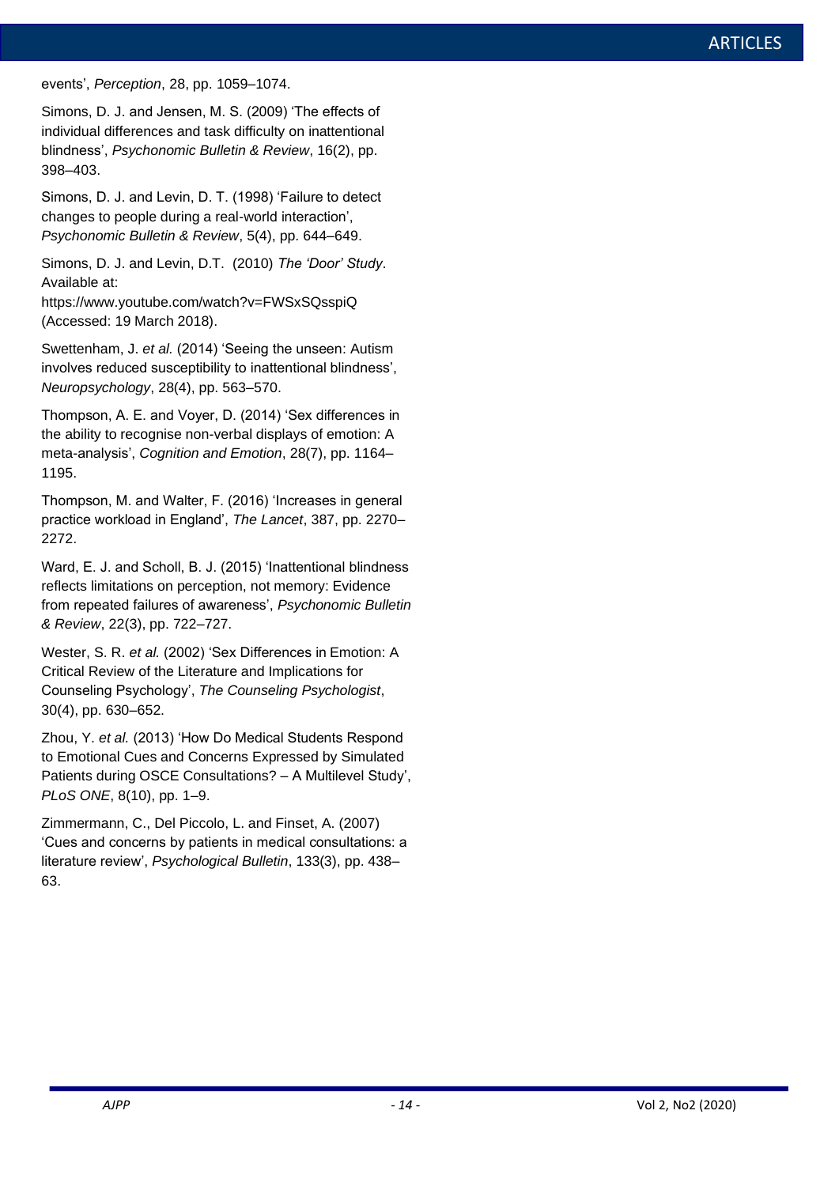events', *Perception*, 28, pp. 1059–1074.

Simons, D. J. and Jensen, M. S. (2009) 'The effects of individual differences and task difficulty on inattentional blindness', *Psychonomic Bulletin & Review*, 16(2), pp. 398–403.

Simons, D. J. and Levin, D. T. (1998) 'Failure to detect changes to people during a real-world interaction', *Psychonomic Bulletin & Review*, 5(4), pp. 644–649.

Simons, D. J. and Levin, D.T. (2010) *The 'Door' Study*. Available at: https://www.youtube.com/watch?v=FWSxSQsspiQ (Accessed: 19 March 2018).

Swettenham, J. *et al.* (2014) 'Seeing the unseen: Autism involves reduced susceptibility to inattentional blindness', *Neuropsychology*, 28(4), pp. 563–570.

Thompson, A. E. and Voyer, D. (2014) 'Sex differences in the ability to recognise non-verbal displays of emotion: A meta-analysis', *Cognition and Emotion*, 28(7), pp. 1164–1195.

Thompson, M. and Walter, F. (2016) 'Increases in general practice workload in England', *The Lancet*, 387, pp. 2270–2272.

Ward, E. J. and Scholl, B. J. (2015) 'Inattentional blindness reflects limitations on perception, not memory: Evidence from repeated failures of awareness', *Psychonomic Bulletin & Review*, 22(3), pp. 722–727.

Wester, S. R. *et al.* (2002) 'Sex Differences in Emotion: A Critical Review of the Literature and Implications for Counseling Psychology', *The Counseling Psychologist*, 30(4), pp. 630–652.

Zhou, Y. *et al.* (2013) 'How Do Medical Students Respond to Emotional Cues and Concerns Expressed by Simulated Patients during OSCE Consultations? – A Multilevel Study', *PLoS ONE*, 8(10), pp. 1–9.

Zimmermann, C., Del Piccolo, L. and Finset, A. (2007) 'Cues and concerns by patients in medical consultations: a literature review', *Psychological Bulletin*, 133(3), pp. 438–63.